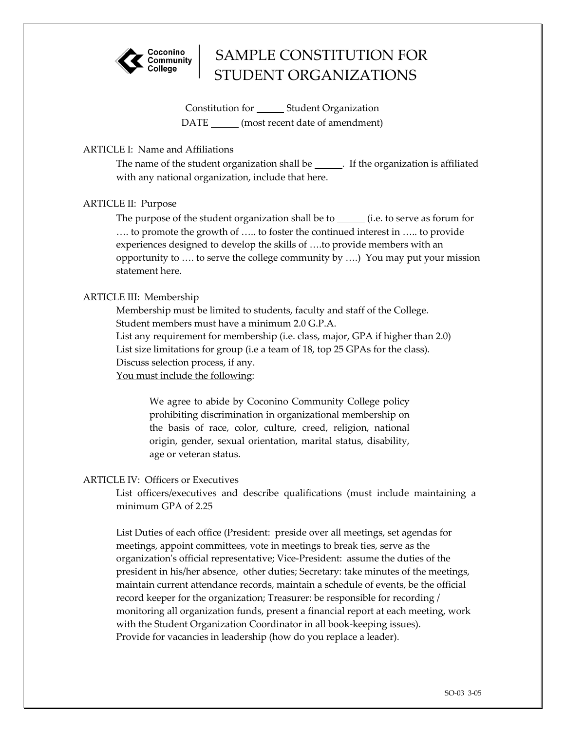# SAMPLE CONSTITUTION FOR STUDENT ORGANIZATIONS

Constitution for _____ Student Organization
DATE _____ (most recent date of amendment)

ARTICLE I: Name and Affiliations

The name of the student organization shall be _____. If the organization is affiliated with any national organization, include that here.

ARTICLE II: Purpose

The purpose of the student organization shall be to _____ (i.e. to serve as forum for …. to promote the growth of ….. to foster the continued interest in ….. to provide experiences designed to develop the skills of ….to provide members with an opportunity to …. to serve the college community by ….) You may put your mission statement here.

ARTICLE III: Membership

Membership must be limited to students, faculty and staff of the College.
Student members must have a minimum 2.0 G.P.A.
List any requirement for membership (i.e. class, major, GPA if higher than 2.0)
List size limitations for group (i.e a team of 18, top 25 GPAs for the class).
Discuss selection process, if any.
<u>You must include the following</u>:

> We agree to abide by Coconino Community College policy prohibiting discrimination in organizational membership on the basis of race, color, culture, creed, religion, national origin, gender, sexual orientation, marital status, disability, age or veteran status.

ARTICLE IV: Officers or Executives

List officers/executives and describe qualifications (must include maintaining a minimum GPA of 2.25

List Duties of each office (President: preside over all meetings, set agendas for meetings, appoint committees, vote in meetings to break ties, serve as the organization's official representative; Vice-President: assume the duties of the president in his/her absence, other duties; Secretary: take minutes of the meetings, maintain current attendance records, maintain a schedule of events, be the official record keeper for the organization; Treasurer: be responsible for recording / monitoring all organization funds, present a financial report at each meeting, work with the Student Organization Coordinator in all book-keeping issues).
Provide for vacancies in leadership (how do you replace a leader).

SO-03 3-05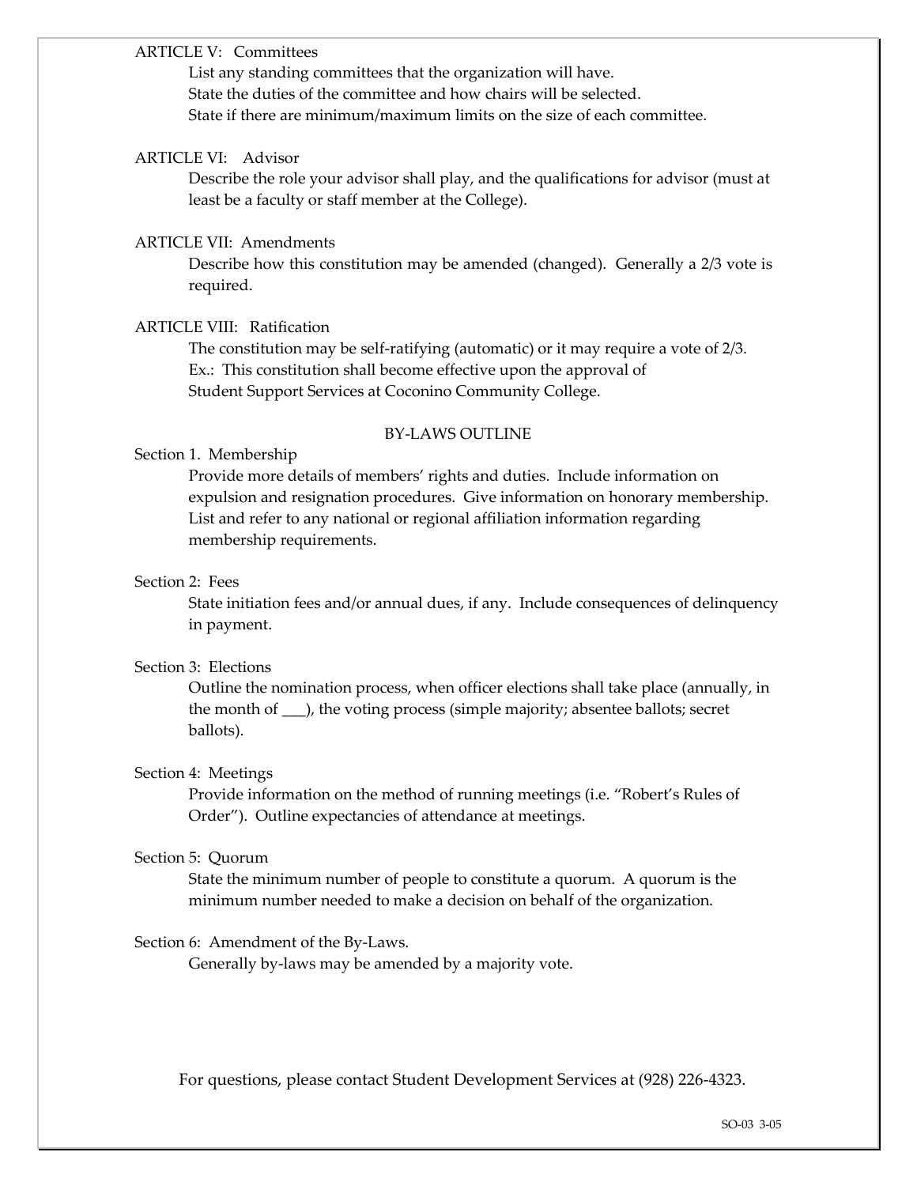ARTICLE V: Committees

List any standing committees that the organization will have.
State the duties of the committee and how chairs will be selected.
State if there are minimum/maximum limits on the size of each committee.

ARTICLE VI: Advisor

Describe the role your advisor shall play, and the qualifications for advisor (must at least be a faculty or staff member at the College).

ARTICLE VII: Amendments

Describe how this constitution may be amended (changed). Generally a 2/3 vote is required.

ARTICLE VIII: Ratification

The constitution may be self-ratifying (automatic) or it may require a vote of 2/3.
Ex.: This constitution shall become effective upon the approval of Student Support Services at Coconino Community College.

## BY-LAWS OUTLINE

Section 1. Membership

Provide more details of members' rights and duties. Include information on expulsion and resignation procedures. Give information on honorary membership. List and refer to any national or regional affiliation information regarding membership requirements.

Section 2: Fees

State initiation fees and/or annual dues, if any. Include consequences of delinquency in payment.

Section 3: Elections

Outline the nomination process, when officer elections shall take place (annually, in the month of ___), the voting process (simple majority; absentee ballots; secret ballots).

Section 4: Meetings

Provide information on the method of running meetings (i.e. "Robert's Rules of Order"). Outline expectancies of attendance at meetings.

Section 5: Quorum

State the minimum number of people to constitute a quorum. A quorum is the minimum number needed to make a decision on behalf of the organization.

Section 6: Amendment of the By-Laws.

Generally by-laws may be amended by a majority vote.

For questions, please contact Student Development Services at (928) 226-4323.

SO-03 3-05